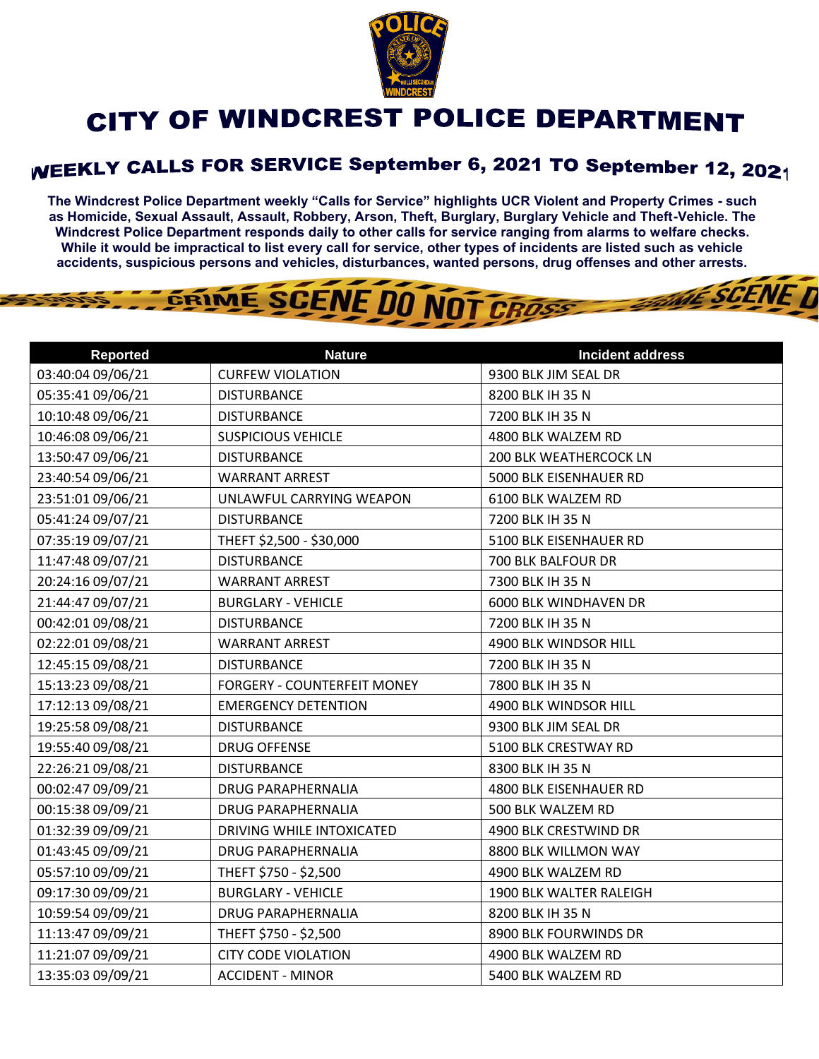# CITY OF WINDCREST POLICE DEPARTMENT

## WEEKLY CALLS FOR SERVICE September 6, 2021 TO September 12, 2021

**The Windcrest Police Department weekly "Calls for Service" highlights UCR Violent and Property Crimes - such as Homicide, Sexual Assault, Assault, Robbery, Arson, Theft, Burglary, Burglary Vehicle and Theft-Vehicle. The Windcrest Police Department responds daily to other calls for service ranging from alarms to welfare checks. While it would be impractical to list every call for service, other types of incidents are listed such as vehicle accidents, suspicious persons and vehicles, disturbances, wanted persons, drug offenses and other arrests.**

| Reported | Nature | Incident address |
|---|---|---|
| 03:40:04 09/06/21 | CURFEW VIOLATION | 9300 BLK JIM SEAL DR |
| 05:35:41 09/06/21 | DISTURBANCE | 8200 BLK IH 35 N |
| 10:10:48 09/06/21 | DISTURBANCE | 7200 BLK IH 35 N |
| 10:46:08 09/06/21 | SUSPICIOUS VEHICLE | 4800 BLK WALZEM RD |
| 13:50:47 09/06/21 | DISTURBANCE | 200 BLK WEATHERCOCK LN |
| 23:40:54 09/06/21 | WARRANT ARREST | 5000 BLK EISENHAUER RD |
| 23:51:01 09/06/21 | UNLAWFUL CARRYING WEAPON | 6100 BLK WALZEM RD |
| 05:41:24 09/07/21 | DISTURBANCE | 7200 BLK IH 35 N |
| 07:35:19 09/07/21 | THEFT $2,500 - $30,000 | 5100 BLK EISENHAUER RD |
| 11:47:48 09/07/21 | DISTURBANCE | 700 BLK BALFOUR DR |
| 20:24:16 09/07/21 | WARRANT ARREST | 7300 BLK IH 35 N |
| 21:44:47 09/07/21 | BURGLARY - VEHICLE | 6000 BLK WINDHAVEN DR |
| 00:42:01 09/08/21 | DISTURBANCE | 7200 BLK IH 35 N |
| 02:22:01 09/08/21 | WARRANT ARREST | 4900 BLK WINDSOR HILL |
| 12:45:15 09/08/21 | DISTURBANCE | 7200 BLK IH 35 N |
| 15:13:23 09/08/21 | FORGERY - COUNTERFEIT MONEY | 7800 BLK IH 35 N |
| 17:12:13 09/08/21 | EMERGENCY DETENTION | 4900 BLK WINDSOR HILL |
| 19:25:58 09/08/21 | DISTURBANCE | 9300 BLK JIM SEAL DR |
| 19:55:40 09/08/21 | DRUG OFFENSE | 5100 BLK CRESTWAY RD |
| 22:26:21 09/08/21 | DISTURBANCE | 8300 BLK IH 35 N |
| 00:02:47 09/09/21 | DRUG PARAPHERNALIA | 4800 BLK EISENHAUER RD |
| 00:15:38 09/09/21 | DRUG PARAPHERNALIA | 500 BLK WALZEM RD |
| 01:32:39 09/09/21 | DRIVING WHILE INTOXICATED | 4900 BLK CRESTWIND DR |
| 01:43:45 09/09/21 | DRUG PARAPHERNALIA | 8800 BLK WILLMON WAY |
| 05:57:10 09/09/21 | THEFT $750 - $2,500 | 4900 BLK WALZEM RD |
| 09:17:30 09/09/21 | BURGLARY - VEHICLE | 1900 BLK WALTER RALEIGH |
| 10:59:54 09/09/21 | DRUG PARAPHERNALIA | 8200 BLK IH 35 N |
| 11:13:47 09/09/21 | THEFT $750 - $2,500 | 8900 BLK FOURWINDS DR |
| 11:21:07 09/09/21 | CITY CODE VIOLATION | 4900 BLK WALZEM RD |
| 13:35:03 09/09/21 | ACCIDENT - MINOR | 5400 BLK WALZEM RD |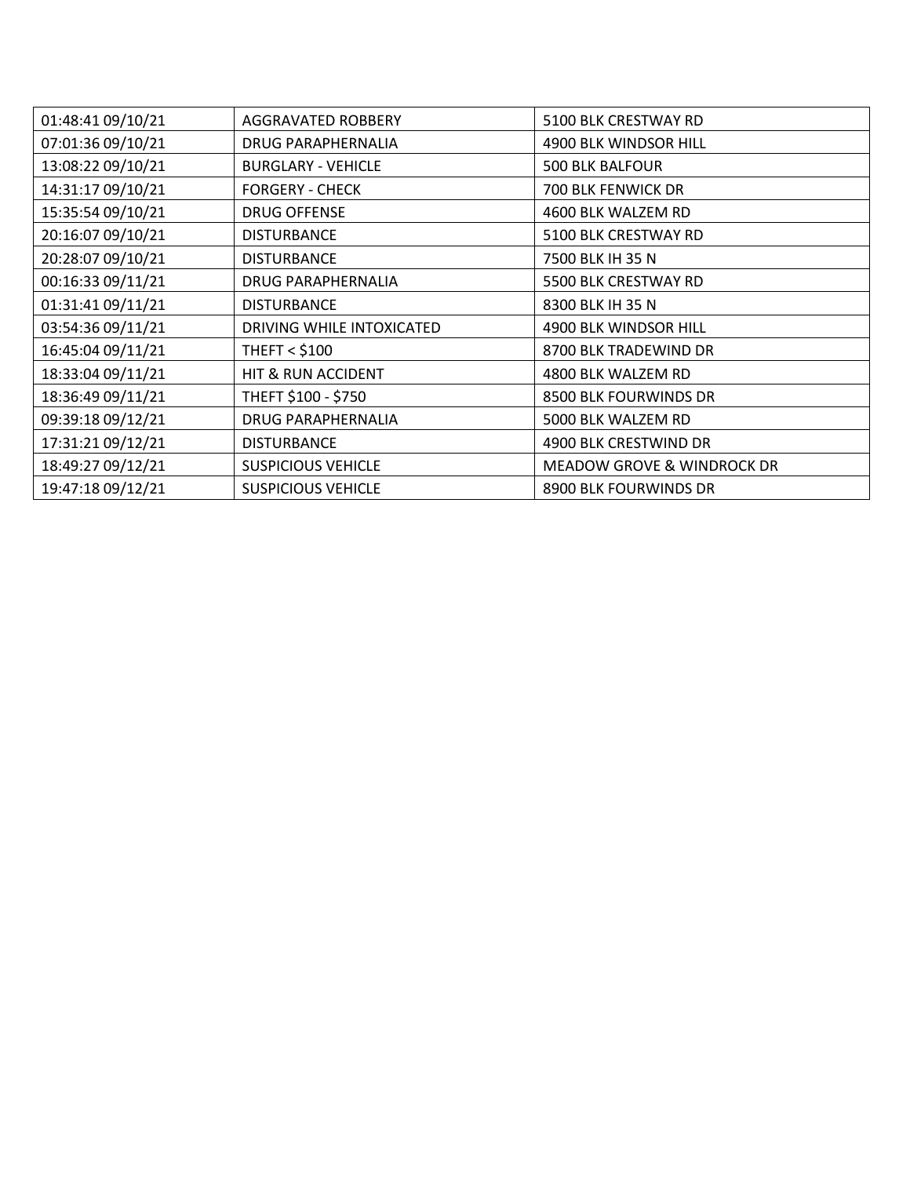| | | |
|---|---|---|
| 01:48:41 09/10/21 | AGGRAVATED ROBBERY | 5100 BLK CRESTWAY RD |
| 07:01:36 09/10/21 | DRUG PARAPHERNALIA | 4900 BLK WINDSOR HILL |
| 13:08:22 09/10/21 | BURGLARY - VEHICLE | 500 BLK BALFOUR |
| 14:31:17 09/10/21 | FORGERY - CHECK | 700 BLK FENWICK DR |
| 15:35:54 09/10/21 | DRUG OFFENSE | 4600 BLK WALZEM RD |
| 20:16:07 09/10/21 | DISTURBANCE | 5100 BLK CRESTWAY RD |
| 20:28:07 09/10/21 | DISTURBANCE | 7500 BLK IH 35 N |
| 00:16:33 09/11/21 | DRUG PARAPHERNALIA | 5500 BLK CRESTWAY RD |
| 01:31:41 09/11/21 | DISTURBANCE | 8300 BLK IH 35 N |
| 03:54:36 09/11/21 | DRIVING WHILE INTOXICATED | 4900 BLK WINDSOR HILL |
| 16:45:04 09/11/21 | THEFT < $100 | 8700 BLK TRADEWIND DR |
| 18:33:04 09/11/21 | HIT & RUN ACCIDENT | 4800 BLK WALZEM RD |
| 18:36:49 09/11/21 | THEFT $100 - $750 | 8500 BLK FOURWINDS DR |
| 09:39:18 09/12/21 | DRUG PARAPHERNALIA | 5000 BLK WALZEM RD |
| 17:31:21 09/12/21 | DISTURBANCE | 4900 BLK CRESTWIND DR |
| 18:49:27 09/12/21 | SUSPICIOUS VEHICLE | MEADOW GROVE & WINDROCK DR |
| 19:47:18 09/12/21 | SUSPICIOUS VEHICLE | 8900 BLK FOURWINDS DR |